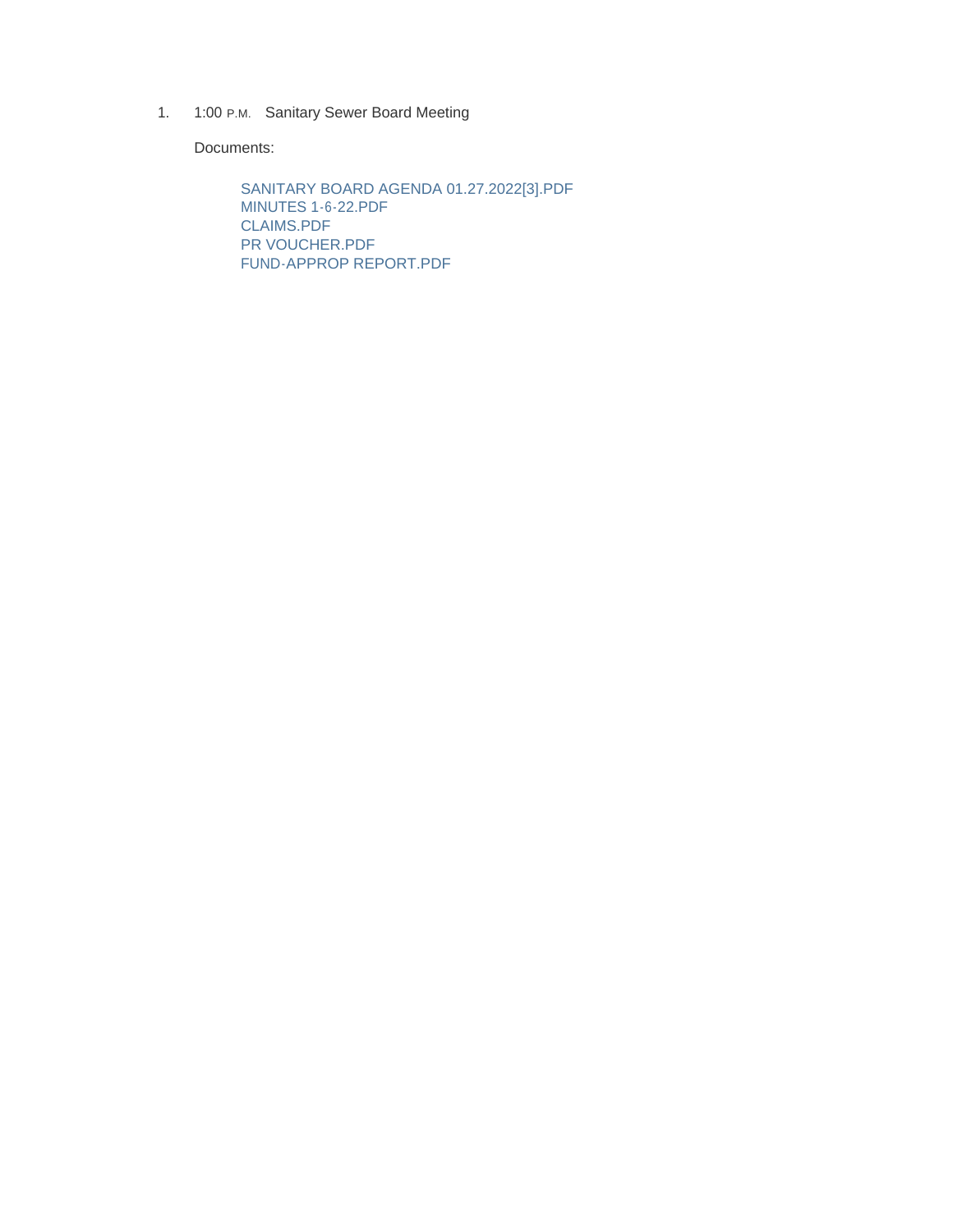1. 1:00 P.M. Sanitary Sewer Board Meeting

   Documents:

   - SANITARY BOARD AGENDA 01.27.2022[3].PDF
   - MINUTES 1-6-22.PDF
   - CLAIMS.PDF
   - PR VOUCHER.PDF
   - FUND-APPROP REPORT.PDF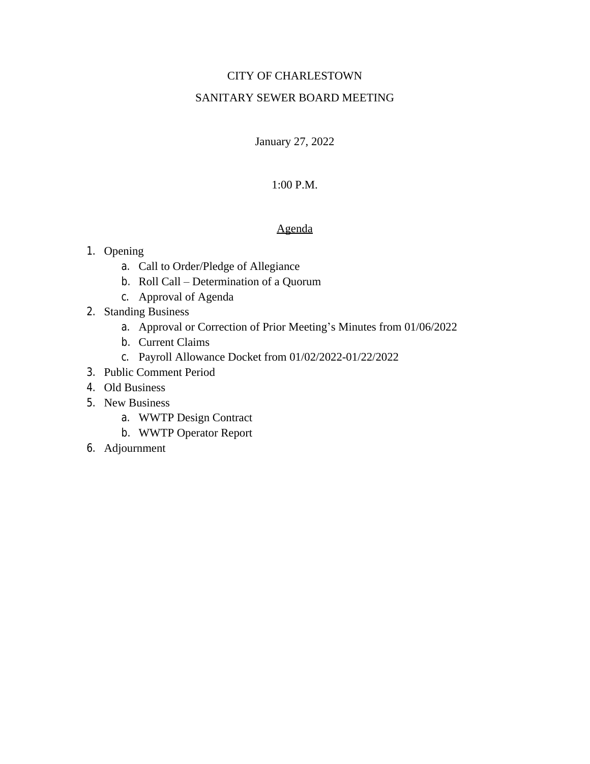CITY OF CHARLESTOWN

SANITARY SEWER BOARD MEETING

January 27, 2022

1:00 P.M.

Agenda

1. Opening
    a. Call to Order/Pledge of Allegiance
    b. Roll Call – Determination of a Quorum
    c. Approval of Agenda
2. Standing Business
    a. Approval or Correction of Prior Meeting's Minutes from 01/06/2022
    b. Current Claims
    c. Payroll Allowance Docket from 01/02/2022-01/22/2022
3. Public Comment Period
4. Old Business
5. New Business
    a. WWTP Design Contract
    b. WWTP Operator Report
6. Adjournment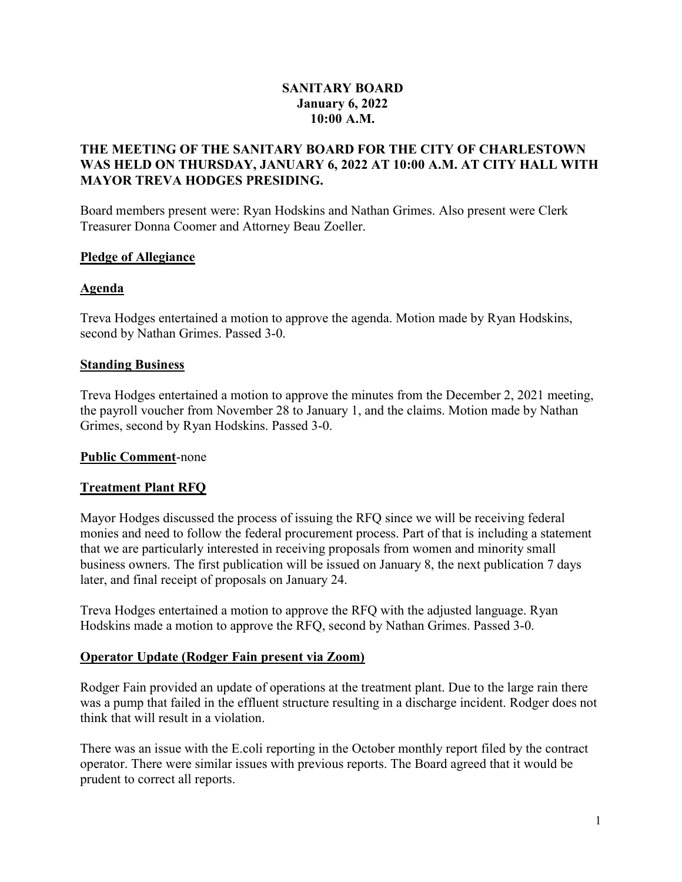**SANITARY BOARD**
**January 6, 2022**
**10:00 A.M.**

**THE MEETING OF THE SANITARY BOARD FOR THE CITY OF CHARLESTOWN WAS HELD ON THURSDAY, JANUARY 6, 2022 AT 10:00 A.M. AT CITY HALL WITH MAYOR TREVA HODGES PRESIDING.**

Board members present were: Ryan Hodskins and Nathan Grimes. Also present were Clerk Treasurer Donna Coomer and Attorney Beau Zoeller.

**Pledge of Allegiance**

**Agenda**

Treva Hodges entertained a motion to approve the agenda. Motion made by Ryan Hodskins, second by Nathan Grimes. Passed 3-0.

**Standing Business**

Treva Hodges entertained a motion to approve the minutes from the December 2, 2021 meeting, the payroll voucher from November 28 to January 1, and the claims. Motion made by Nathan Grimes, second by Ryan Hodskins. Passed 3-0.

**Public Comment**-none

**Treatment Plant RFQ**

Mayor Hodges discussed the process of issuing the RFQ since we will be receiving federal monies and need to follow the federal procurement process. Part of that is including a statement that we are particularly interested in receiving proposals from women and minority small business owners. The first publication will be issued on January 8, the next publication 7 days later, and final receipt of proposals on January 24.

Treva Hodges entertained a motion to approve the RFQ with the adjusted language. Ryan Hodskins made a motion to approve the RFQ, second by Nathan Grimes. Passed 3-0.

**Operator Update (Rodger Fain present via Zoom)**

Rodger Fain provided an update of operations at the treatment plant. Due to the large rain there was a pump that failed in the effluent structure resulting in a discharge incident. Rodger does not think that will result in a violation.

There was an issue with the E.coli reporting in the October monthly report filed by the contract operator. There were similar issues with previous reports. The Board agreed that it would be prudent to correct all reports.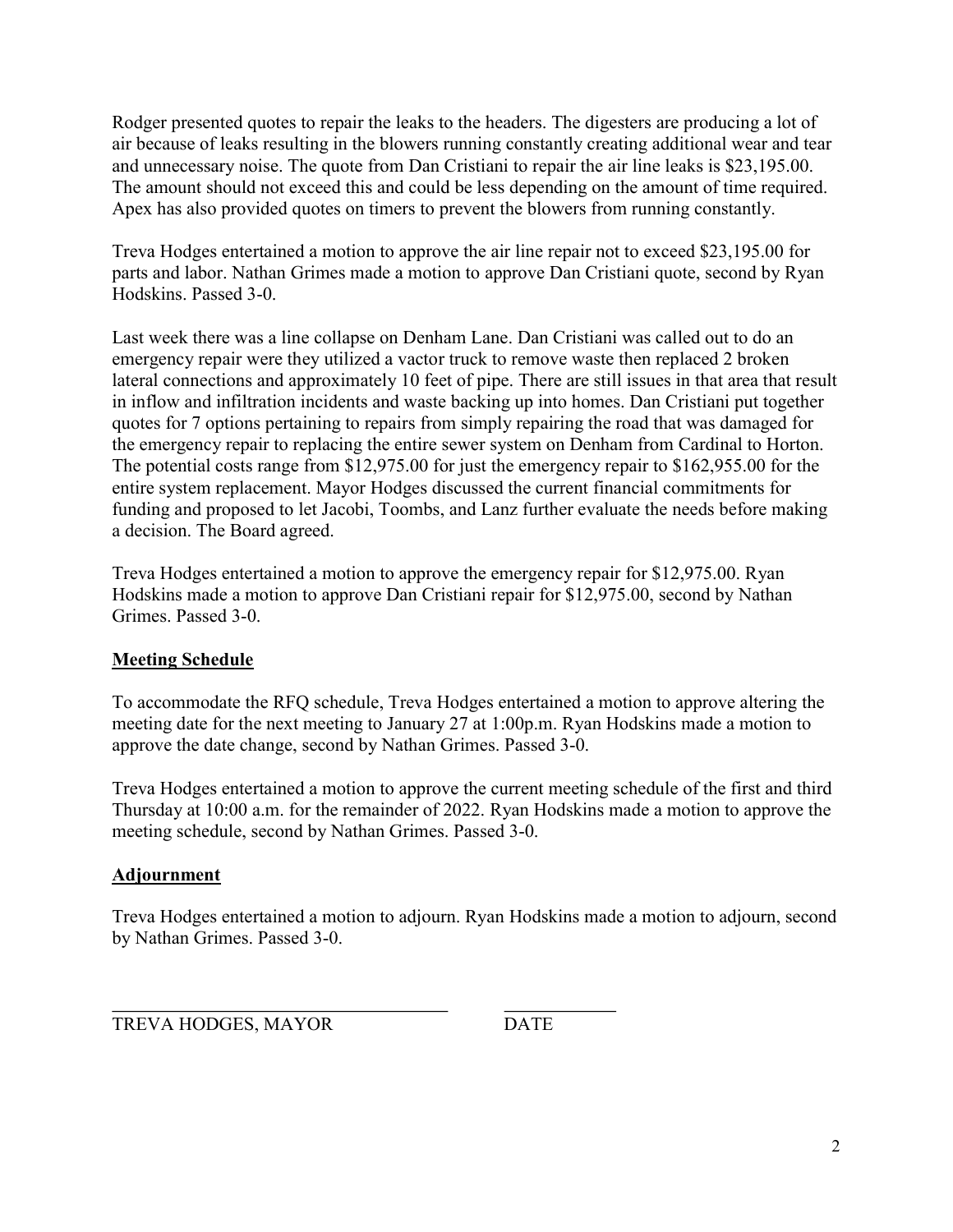Rodger presented quotes to repair the leaks to the headers. The digesters are producing a lot of air because of leaks resulting in the blowers running constantly creating additional wear and tear and unnecessary noise. The quote from Dan Cristiani to repair the air line leaks is $23,195.00. The amount should not exceed this and could be less depending on the amount of time required. Apex has also provided quotes on timers to prevent the blowers from running constantly.

Treva Hodges entertained a motion to approve the air line repair not to exceed $23,195.00 for parts and labor. Nathan Grimes made a motion to approve Dan Cristiani quote, second by Ryan Hodskins. Passed 3-0.

Last week there was a line collapse on Denham Lane. Dan Cristiani was called out to do an emergency repair were they utilized a vactor truck to remove waste then replaced 2 broken lateral connections and approximately 10 feet of pipe. There are still issues in that area that result in inflow and infiltration incidents and waste backing up into homes. Dan Cristiani put together quotes for 7 options pertaining to repairs from simply repairing the road that was damaged for the emergency repair to replacing the entire sewer system on Denham from Cardinal to Horton. The potential costs range from $12,975.00 for just the emergency repair to $162,955.00 for the entire system replacement. Mayor Hodges discussed the current financial commitments for funding and proposed to let Jacobi, Toombs, and Lanz further evaluate the needs before making a decision. The Board agreed.

Treva Hodges entertained a motion to approve the emergency repair for $12,975.00. Ryan Hodskins made a motion to approve Dan Cristiani repair for $12,975.00, second by Nathan Grimes. Passed 3-0.

**Meeting Schedule**

To accommodate the RFQ schedule, Treva Hodges entertained a motion to approve altering the meeting date for the next meeting to January 27 at 1:00p.m. Ryan Hodskins made a motion to approve the date change, second by Nathan Grimes. Passed 3-0.

Treva Hodges entertained a motion to approve the current meeting schedule of the first and third Thursday at 10:00 a.m. for the remainder of 2022. Ryan Hodskins made a motion to approve the meeting schedule, second by Nathan Grimes. Passed 3-0.

**Adjournment**

Treva Hodges entertained a motion to adjourn. Ryan Hodskins made a motion to adjourn, second by Nathan Grimes. Passed 3-0.

\_\_\_\_\_\_\_\_\_\_\_\_\_\_\_\_\_\_\_\_\_\_\_\_\_\_\_\_\_\_\_\_\_\_\_\_ \_\_\_\_\_\_\_\_\_\_\_\_

TREVA HODGES, MAYOR DATE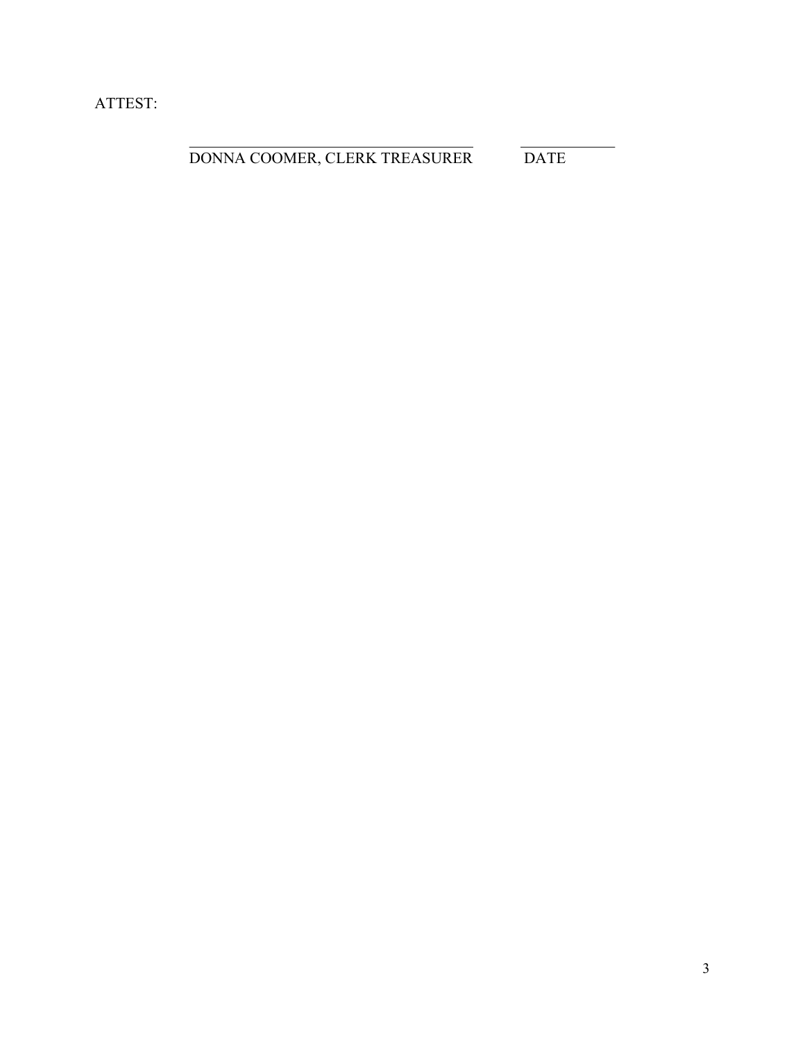ATTEST:

\_\_\_\_\_\_\_\_\_\_\_\_\_\_\_\_\_\_\_\_\_\_\_\_\_\_\_\_\_\_\_\_\_\_\_\_\_\_ \_\_\_\_\_\_\_\_\_\_\_\_\_
DONNA COOMER, CLERK TREASURER DATE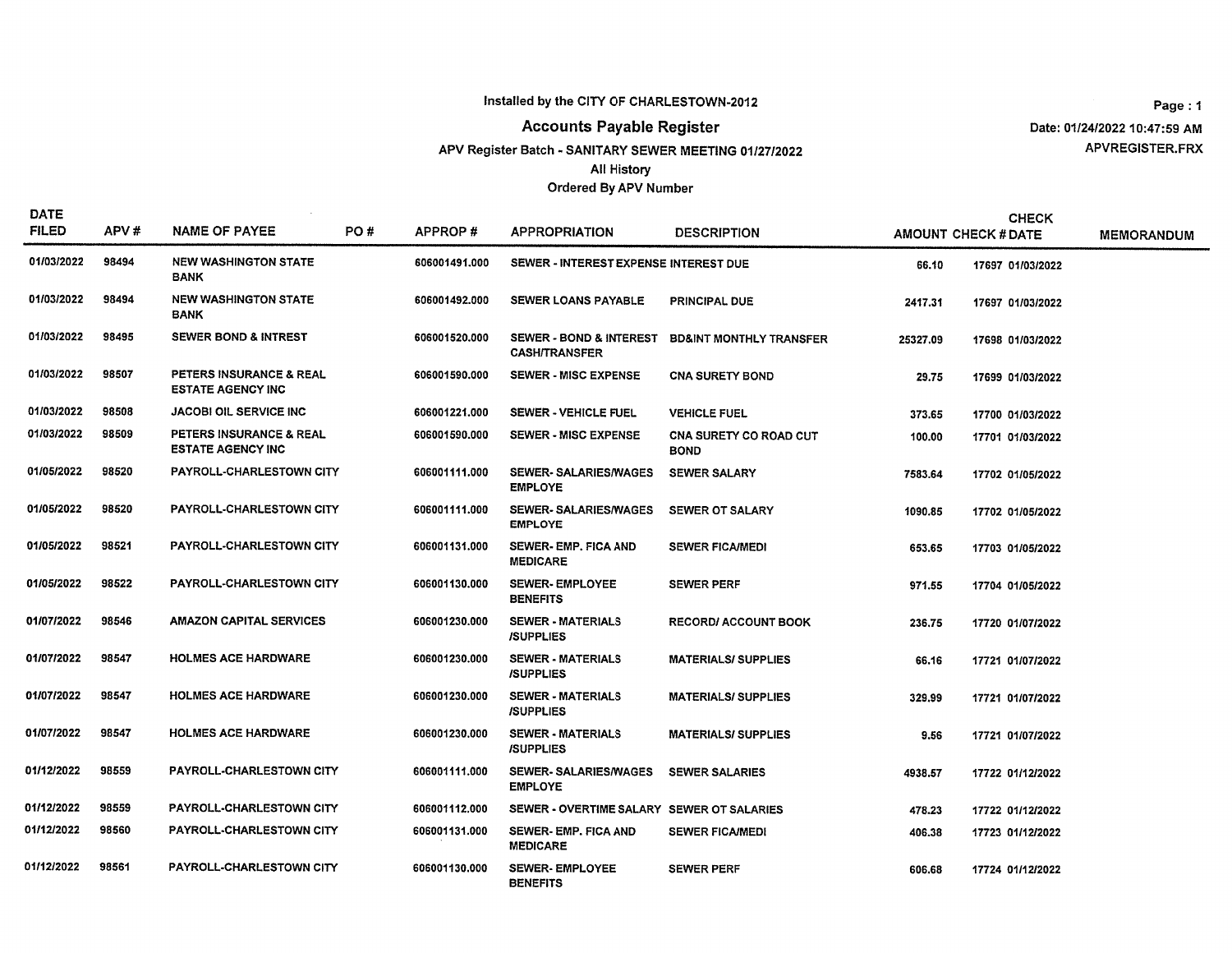Installed by the CITY OF CHARLESTOWN-2012

# Accounts Payable Register

APV Register Batch - SANITARY SEWER MEETING 01/27/2022

All History

Ordered By APV Number

Date: 01/24/2022 10:47:59 AM

APVREGISTER.FRX

| DATE FILED | APV # | NAME OF PAYEE | PO # | APPROP # | APPROPRIATION | DESCRIPTION | AMOUNT | CHECK # | CHECK DATE | MEMORANDUM |
|---|---|---|---|---|---|---|---|---|---|---|
| 01/03/2022 | 98494 | NEW WASHINGTON STATE BANK | | 606001491.000 | SEWER - INTEREST EXPENSE | INTEREST DUE | 66.10 | 17697 | 01/03/2022 | |
| 01/03/2022 | 98494 | NEW WASHINGTON STATE BANK | | 606001492.000 | SEWER LOANS PAYABLE | PRINCIPAL DUE | 2417.31 | 17697 | 01/03/2022 | |
| 01/03/2022 | 98495 | SEWER BOND & INTREST | | 606001520.000 | SEWER - BOND & INTEREST CASH/TRANSFER | BD&INT MONTHLY TRANSFER | 25327.09 | 17698 | 01/03/2022 | |
| 01/03/2022 | 98507 | PETERS INSURANCE & REAL ESTATE AGENCY INC | | 606001590.000 | SEWER - MISC EXPENSE | CNA SURETY BOND | 29.75 | 17699 | 01/03/2022 | |
| 01/03/2022 | 98508 | JACOBI OIL SERVICE INC | | 606001221.000 | SEWER - VEHICLE FUEL | VEHICLE FUEL | 373.65 | 17700 | 01/03/2022 | |
| 01/03/2022 | 98509 | PETERS INSURANCE & REAL ESTATE AGENCY INC | | 606001590.000 | SEWER - MISC EXPENSE | CNA SURETY CO ROAD CUT BOND | 100.00 | 17701 | 01/03/2022 | |
| 01/05/2022 | 98520 | PAYROLL-CHARLESTOWN CITY | | 606001111.000 | SEWER- SALARIES/WAGES EMPLOYE | SEWER SALARY | 7583.64 | 17702 | 01/05/2022 | |
| 01/05/2022 | 98520 | PAYROLL-CHARLESTOWN CITY | | 606001111.000 | SEWER- SALARIES/WAGES EMPLOYE | SEWER OT SALARY | 1090.85 | 17702 | 01/05/2022 | |
| 01/05/2022 | 98521 | PAYROLL-CHARLESTOWN CITY | | 606001131.000 | SEWER- EMP. FICA AND MEDICARE | SEWER FICA/MEDI | 653.65 | 17703 | 01/05/2022 | |
| 01/05/2022 | 98522 | PAYROLL-CHARLESTOWN CITY | | 606001130.000 | SEWER- EMPLOYEE BENEFITS | SEWER PERF | 971.55 | 17704 | 01/05/2022 | |
| 01/07/2022 | 98546 | AMAZON CAPITAL SERVICES | | 606001230.000 | SEWER - MATERIALS /SUPPLIES | RECORD/ ACCOUNT BOOK | 236.75 | 17720 | 01/07/2022 | |
| 01/07/2022 | 98547 | HOLMES ACE HARDWARE | | 606001230.000 | SEWER - MATERIALS /SUPPLIES | MATERIALS/ SUPPLIES | 66.16 | 17721 | 01/07/2022 | |
| 01/07/2022 | 98547 | HOLMES ACE HARDWARE | | 606001230.000 | SEWER - MATERIALS /SUPPLIES | MATERIALS/ SUPPLIES | 329.99 | 17721 | 01/07/2022 | |
| 01/07/2022 | 98547 | HOLMES ACE HARDWARE | | 606001230.000 | SEWER - MATERIALS /SUPPLIES | MATERIALS/ SUPPLIES | 9.56 | 17721 | 01/07/2022 | |
| 01/12/2022 | 98559 | PAYROLL-CHARLESTOWN CITY | | 606001111.000 | SEWER- SALARIES/WAGES EMPLOYE | SEWER SALARIES | 4938.57 | 17722 | 01/12/2022 | |
| 01/12/2022 | 98559 | PAYROLL-CHARLESTOWN CITY | | 606001112.000 | SEWER - OVERTIME SALARY | SEWER OT SALARIES | 478.23 | 17722 | 01/12/2022 | |
| 01/12/2022 | 98560 | PAYROLL-CHARLESTOWN CITY | | 606001131.000 | SEWER- EMP. FICA AND MEDICARE | SEWER FICA/MEDI | 406.38 | 17723 | 01/12/2022 | |
| 01/12/2022 | 98561 | PAYROLL-CHARLESTOWN CITY | | 606001130.000 | SEWER- EMPLOYEE BENEFITS | SEWER PERF | 606.68 | 17724 | 01/12/2022 | |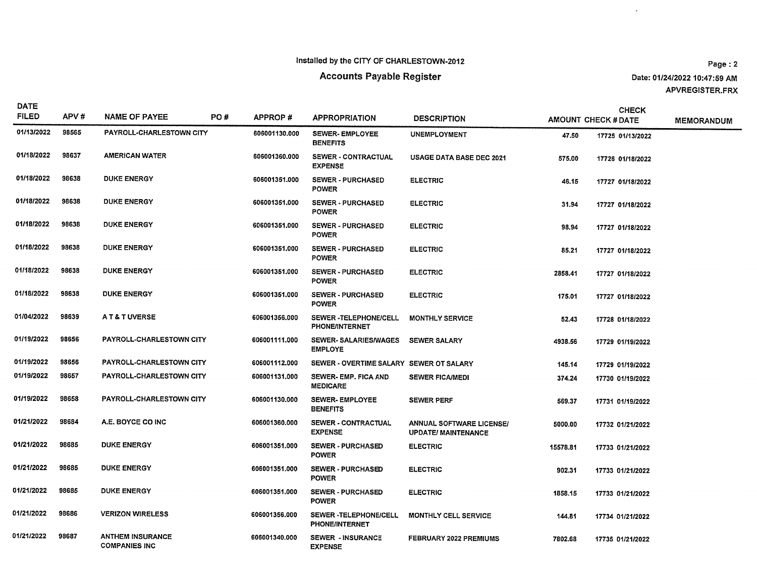Installed by the CITY OF CHARLESTOWN-2012

# Accounts Payable Register

Date: 01/24/2022 10:47:59 AM
APVREGISTER.FRX

| DATE FILED | APV # | NAME OF PAYEE | PO # | APPROP # | APPROPRIATION | DESCRIPTION | AMOUNT | CHECK # | CHECK DATE | MEMORANDUM |
|---|---|---|---|---|---|---|---|---|---|---|
| 01/13/2022 | 98565 | PAYROLL-CHARLESTOWN CITY | | 606001130.000 | SEWER- EMPLOYEE BENEFITS | UNEMPLOYMENT | 47.50 | 17725 | 01/13/2022 | |
| 01/18/2022 | 98637 | AMERICAN WATER | | 606001360.000 | SEWER - CONTRACTUAL EXPENSE | USAGE DATA BASE DEC 2021 | 575.00 | 17726 | 01/18/2022 | |
| 01/18/2022 | 98638 | DUKE ENERGY | | 606001351.000 | SEWER - PURCHASED POWER | ELECTRIC | 46.15 | 17727 | 01/18/2022 | |
| 01/18/2022 | 98638 | DUKE ENERGY | | 606001351.000 | SEWER - PURCHASED POWER | ELECTRIC | 31.94 | 17727 | 01/18/2022 | |
| 01/18/2022 | 98638 | DUKE ENERGY | | 606001351.000 | SEWER - PURCHASED POWER | ELECTRIC | 98.94 | 17727 | 01/18/2022 | |
| 01/18/2022 | 98638 | DUKE ENERGY | | 606001351.000 | SEWER - PURCHASED POWER | ELECTRIC | 85.21 | 17727 | 01/18/2022 | |
| 01/18/2022 | 98638 | DUKE ENERGY | | 606001351.000 | SEWER - PURCHASED POWER | ELECTRIC | 2858.41 | 17727 | 01/18/2022 | |
| 01/18/2022 | 98638 | DUKE ENERGY | | 606001351.000 | SEWER - PURCHASED POWER | ELECTRIC | 175.01 | 17727 | 01/18/2022 | |
| 01/04/2022 | 98639 | A T & T UVERSE | | 606001356.000 | SEWER -TELEPHONE/CELL PHONE/INTERNET | MONTHLY SERVICE | 52.43 | 17728 | 01/18/2022 | |
| 01/19/2022 | 98656 | PAYROLL-CHARLESTOWN CITY | | 606001111.000 | SEWER- SALARIES/WAGES EMPLOYE | SEWER SALARY | 4938.56 | 17729 | 01/19/2022 | |
| 01/19/2022 | 98656 | PAYROLL-CHARLESTOWN CITY | | 606001112.000 | SEWER - OVERTIME SALARY | SEWER OT SALARY | 145.14 | 17729 | 01/19/2022 | |
| 01/19/2022 | 98657 | PAYROLL-CHARLESTOWN CITY | | 606001131.000 | SEWER- EMP. FICA AND MEDICARE | SEWER FICA/MEDI | 374.24 | 17730 | 01/19/2022 | |
| 01/19/2022 | 98658 | PAYROLL-CHARLESTOWN CITY | | 606001130.000 | SEWER- EMPLOYEE BENEFITS | SEWER PERF | 569.37 | 17731 | 01/19/2022 | |
| 01/21/2022 | 98684 | A.E. BOYCE CO INC | | 606001360.000 | SEWER - CONTRACTUAL EXPENSE | ANNUAL SOFTWARE LICENSE/ UPDATE/ MAINTENANCE | 5000.00 | 17732 | 01/21/2022 | |
| 01/21/2022 | 98685 | DUKE ENERGY | | 606001351.000 | SEWER - PURCHASED POWER | ELECTRIC | 15578.81 | 17733 | 01/21/2022 | |
| 01/21/2022 | 98685 | DUKE ENERGY | | 606001351.000 | SEWER - PURCHASED POWER | ELECTRIC | 902.31 | 17733 | 01/21/2022 | |
| 01/21/2022 | 98685 | DUKE ENERGY | | 606001351.000 | SEWER - PURCHASED POWER | ELECTRIC | 1858.15 | 17733 | 01/21/2022 | |
| 01/21/2022 | 98686 | VERIZON WIRELESS | | 606001356.000 | SEWER -TELEPHONE/CELL PHONE/INTERNET | MONTHLY CELL SERVICE | 144.81 | 17734 | 01/21/2022 | |
| 01/21/2022 | 98687 | ANTHEM INSURANCE COMPANIES INC | | 606001340.000 | SEWER - INSURANCE EXPENSE | FEBRUARY 2022 PREMIUMS | 7802.68 | 17735 | 01/21/2022 | |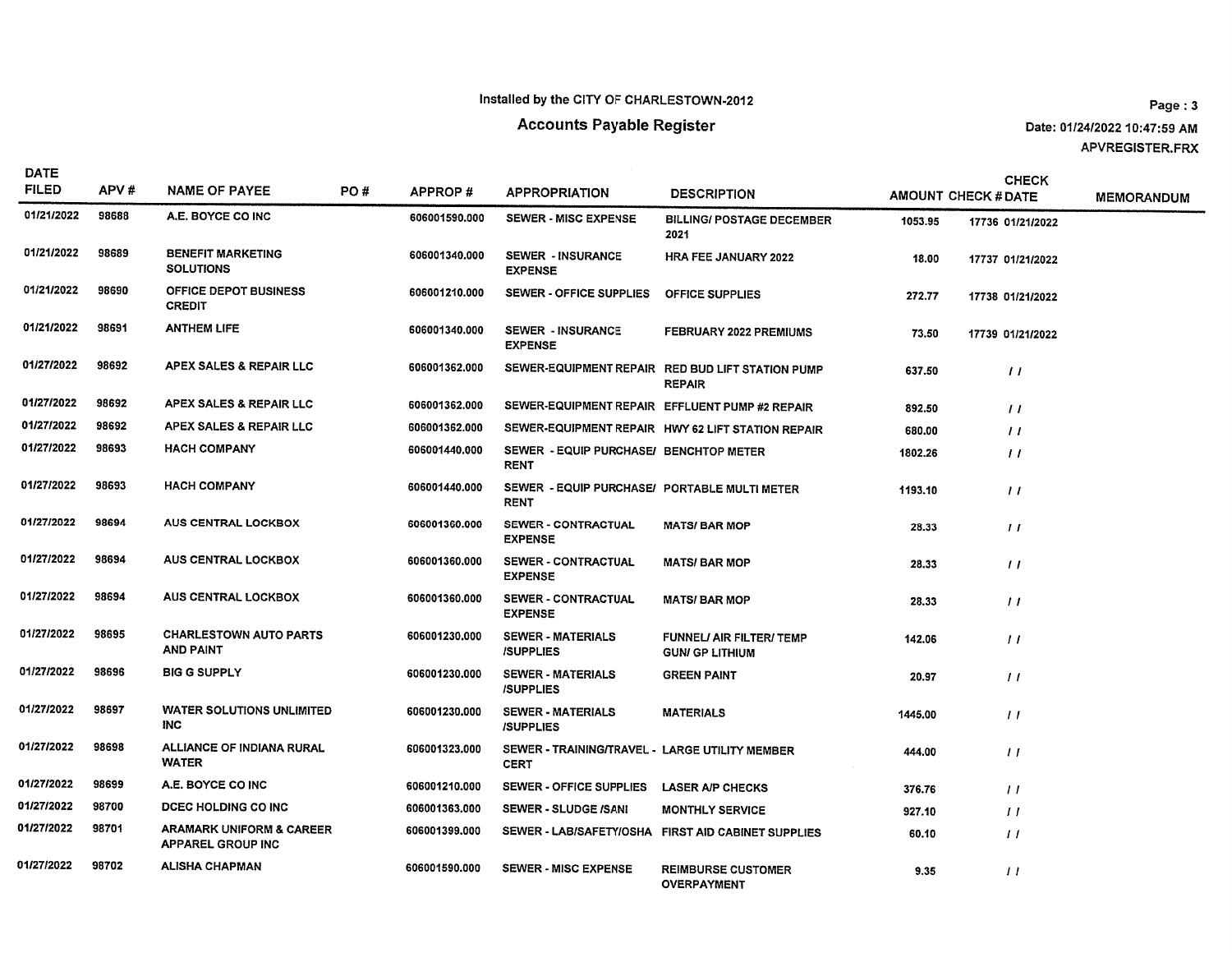Installed by the CITY OF CHARLESTOWN-2012

# Accounts Payable Register

Date: 01/24/2022 10:47:59 AM
APVREGISTER.FRX

| DATE FILED | APV # | NAME OF PAYEE | PO # | APPROP # | APPROPRIATION | DESCRIPTION | AMOUNT | CHECK # | CHECK DATE | MEMORANDUM |
|---|---|---|---|---|---|---|---|---|---|---|
| 01/21/2022 | 98688 | A.E. BOYCE CO INC | | 606001590.000 | SEWER - MISC EXPENSE | BILLING/ POSTAGE DECEMBER 2021 | 1053.95 | 17736 | 01/21/2022 | |
| 01/21/2022 | 98689 | BENEFIT MARKETING SOLUTIONS | | 606001340.000 | SEWER - INSURANCE EXPENSE | HRA FEE JANUARY 2022 | 18.00 | 17737 | 01/21/2022 | |
| 01/21/2022 | 98690 | OFFICE DEPOT BUSINESS CREDIT | | 606001210.000 | SEWER - OFFICE SUPPLIES | OFFICE SUPPLIES | 272.77 | 17738 | 01/21/2022 | |
| 01/21/2022 | 98691 | ANTHEM LIFE | | 606001340.000 | SEWER - INSURANCE EXPENSE | FEBRUARY 2022 PREMIUMS | 73.50 | 17739 | 01/21/2022 | |
| 01/27/2022 | 98692 | APEX SALES & REPAIR LLC | | 606001362.000 | SEWER-EQUIPMENT REPAIR | RED BUD LIFT STATION PUMP REPAIR | 637.50 | | / / | |
| 01/27/2022 | 98692 | APEX SALES & REPAIR LLC | | 606001362.000 | SEWER-EQUIPMENT REPAIR | EFFLUENT PUMP #2 REPAIR | 892.50 | | / / | |
| 01/27/2022 | 98692 | APEX SALES & REPAIR LLC | | 606001362.000 | SEWER-EQUIPMENT REPAIR | HWY 62 LIFT STATION REPAIR | 680.00 | | / / | |
| 01/27/2022 | 98693 | HACH COMPANY | | 606001440.000 | SEWER - EQUIP PURCHASE/ RENT | BENCHTOP METER | 1802.26 | | / / | |
| 01/27/2022 | 98693 | HACH COMPANY | | 606001440.000 | SEWER - EQUIP PURCHASE/ RENT | PORTABLE MULTI METER | 1193.10 | | / / | |
| 01/27/2022 | 98694 | AUS CENTRAL LOCKBOX | | 606001360.000 | SEWER - CONTRACTUAL EXPENSE | MATS/ BAR MOP | 28.33 | | / / | |
| 01/27/2022 | 98694 | AUS CENTRAL LOCKBOX | | 606001360.000 | SEWER - CONTRACTUAL EXPENSE | MATS/ BAR MOP | 28.33 | | / / | |
| 01/27/2022 | 98694 | AUS CENTRAL LOCKBOX | | 606001360.000 | SEWER - CONTRACTUAL EXPENSE | MATS/ BAR MOP | 28.33 | | / / | |
| 01/27/2022 | 98695 | CHARLESTOWN AUTO PARTS AND PAINT | | 606001230.000 | SEWER - MATERIALS /SUPPLIES | FUNNEL/ AIR FILTER/ TEMP GUN/ GP LITHIUM | 142.06 | | / / | |
| 01/27/2022 | 98696 | BIG G SUPPLY | | 606001230.000 | SEWER - MATERIALS /SUPPLIES | GREEN PAINT | 20.97 | | / / | |
| 01/27/2022 | 98697 | WATER SOLUTIONS UNLIMITED INC | | 606001230.000 | SEWER - MATERIALS /SUPPLIES | MATERIALS | 1445.00 | | / / | |
| 01/27/2022 | 98698 | ALLIANCE OF INDIANA RURAL WATER | | 606001323.000 | SEWER - TRAINING/TRAVEL - CERT | LARGE UTILITY MEMBER | 444.00 | | / / | |
| 01/27/2022 | 98699 | A.E. BOYCE CO INC | | 606001210.000 | SEWER - OFFICE SUPPLIES | LASER A/P CHECKS | 376.76 | | / / | |
| 01/27/2022 | 98700 | DCEC HOLDING CO INC | | 606001363.000 | SEWER - SLUDGE /SANI | MONTHLY SERVICE | 927.10 | | / / | |
| 01/27/2022 | 98701 | ARAMARK UNIFORM & CAREER APPAREL GROUP INC | | 606001399.000 | SEWER - LAB/SAFETY/OSHA | FIRST AID CABINET SUPPLIES | 60.10 | | / / | |
| 01/27/2022 | 98702 | ALISHA CHAPMAN | | 606001590.000 | SEWER - MISC EXPENSE | REIMBURSE CUSTOMER OVERPAYMENT | 9.35 | | / / | |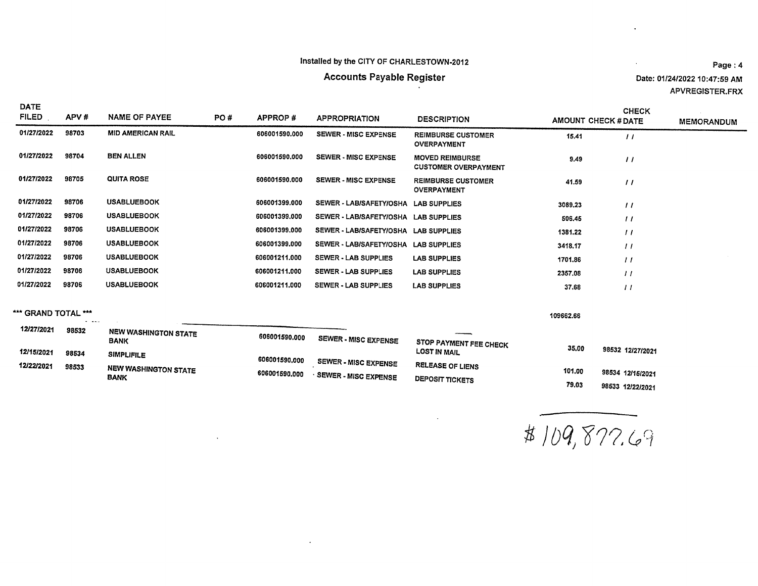Installed by the CITY OF CHARLESTOWN-2012

## Accounts Payable Register

Date: 01/24/2022 10:47:59 AM

APVREGISTER.FRX

| DATE FILED | APV # | NAME OF PAYEE | PO # | APPROP # | APPROPRIATION | DESCRIPTION | AMOUNT | CHECK # | CHECK DATE | MEMORANDUM |
|---|---|---|---|---|---|---|---|---|---|---|
| 01/27/2022 | 98703 | MID AMERICAN RAIL | | 606001590.000 | SEWER - MISC EXPENSE | REIMBURSE CUSTOMER OVERPAYMENT | 15.41 | | / / | |
| 01/27/2022 | 98704 | BEN ALLEN | | 606001590.000 | SEWER - MISC EXPENSE | MOVED REIMBURSE CUSTOMER OVERPAYMENT | 9.49 | | / / | |
| 01/27/2022 | 98705 | QUITA ROSE | | 606001590.000 | SEWER - MISC EXPENSE | REIMBURSE CUSTOMER OVERPAYMENT | 41.59 | | / / | |
| 01/27/2022 | 98706 | USABLUEBOOK | | 606001399.000 | SEWER - LAB/SAFETY/OSHA | LAB SUPPLIES | 3089.23 | | / / | |
| 01/27/2022 | 98706 | USABLUEBOOK | | 606001399.000 | SEWER - LAB/SAFETY/OSHA | LAB SUPPLIES | 506.45 | | / / | |
| 01/27/2022 | 98706 | USABLUEBOOK | | 606001399.000 | SEWER - LAB/SAFETY/OSHA | LAB SUPPLIES | 1381.22 | | / / | |
| 01/27/2022 | 98706 | USABLUEBOOK | | 606001399.000 | SEWER - LAB/SAFETY/OSHA | LAB SUPPLIES | 3418.17 | | / / | |
| 01/27/2022 | 98706 | USABLUEBOOK | | 606001211.000 | SEWER - LAB SUPPLIES | LAB SUPPLIES | 1701.86 | | / / | |
| 01/27/2022 | 98706 | USABLUEBOOK | | 606001211.000 | SEWER - LAB SUPPLIES | LAB SUPPLIES | 2357.08 | | / / | |
| 01/27/2022 | 98706 | USABLUEBOOK | | 606001211.000 | SEWER - LAB SUPPLIES | LAB SUPPLIES | 37.68 | | / / | |
| *** GRAND TOTAL *** | | | | | | | 109662.66 | | | |
| 12/27/2021 | 98532 | NEW WASHINGTON STATE BANK | | 606001590.000 | SEWER - MISC EXPENSE | STOP PAYMENT FEE CHECK LOST IN MAIL | 35.00 | 98532 | 12/27/2021 | |
| 12/15/2021 | 98534 | SIMPLIFILE | | 606001590.000 | SEWER - MISC EXPENSE | RELEASE OF LIENS | 101.00 | 98534 | 12/15/2021 | |
| 12/22/2021 | 98533 | NEW WASHINGTON STATE BANK | | 606001590.000 | SEWER - MISC EXPENSE | DEPOSIT TICKETS | 79.03 | 98533 | 12/22/2021 | |

$109,877.69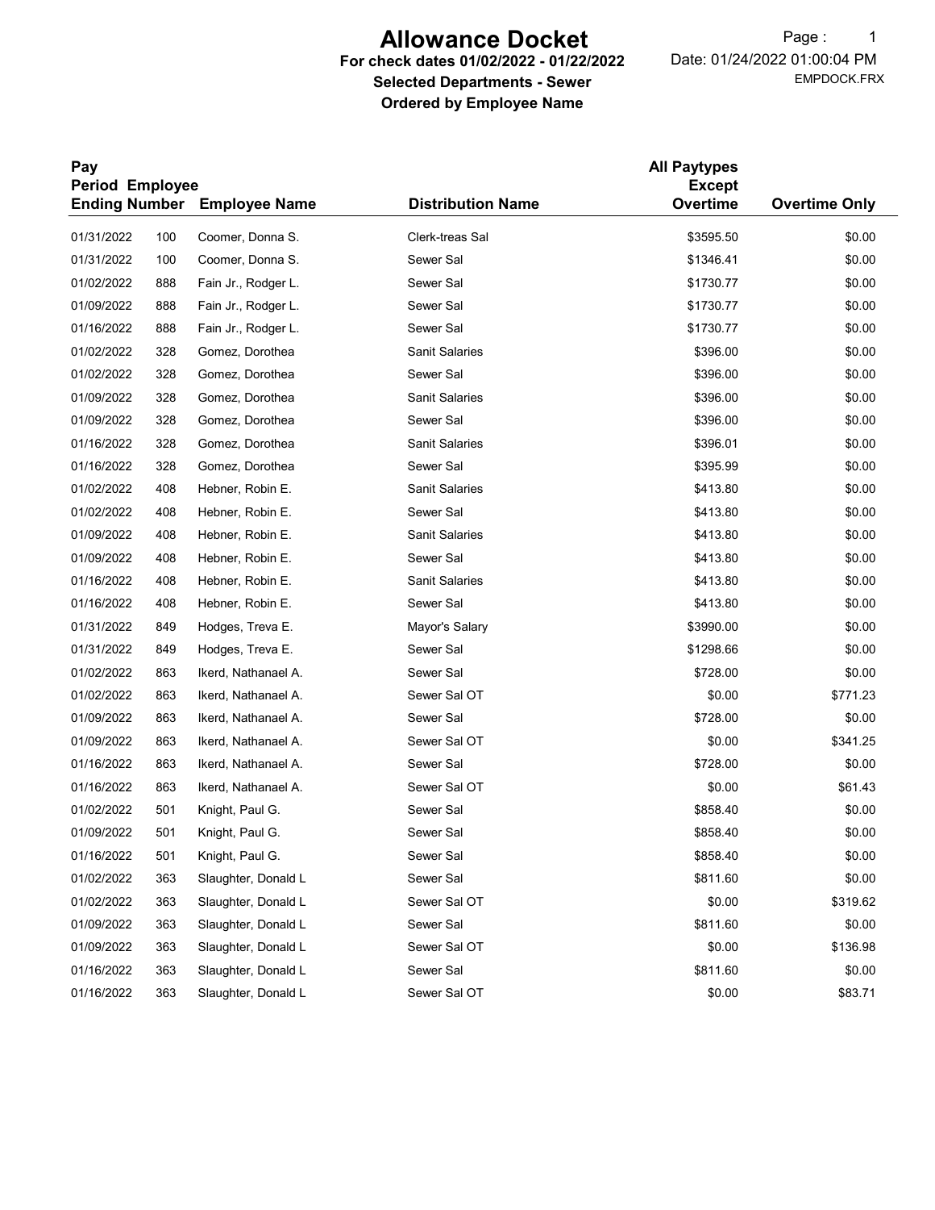# Allowance Docket

**For check dates 01/02/2022 - 01/22/2022**

**Selected Departments - Sewer**

**Ordered by Employee Name**

Date: 01/24/2022 01:00:04 PM

EMPDOCK.FRX

| Pay Period Ending | Employee Number | Employee Name | Distribution Name | All Paytypes Except Overtime | Overtime Only |
|---|---|---|---|---|---|
| 01/31/2022 | 100 | Coomer, Donna S. | Clerk-treas Sal | $3595.50 | $0.00 |
| 01/31/2022 | 100 | Coomer, Donna S. | Sewer Sal | $1346.41 | $0.00 |
| 01/02/2022 | 888 | Fain Jr., Rodger L. | Sewer Sal | $1730.77 | $0.00 |
| 01/09/2022 | 888 | Fain Jr., Rodger L. | Sewer Sal | $1730.77 | $0.00 |
| 01/16/2022 | 888 | Fain Jr., Rodger L. | Sewer Sal | $1730.77 | $0.00 |
| 01/02/2022 | 328 | Gomez, Dorothea | Sanit Salaries | $396.00 | $0.00 |
| 01/02/2022 | 328 | Gomez, Dorothea | Sewer Sal | $396.00 | $0.00 |
| 01/09/2022 | 328 | Gomez, Dorothea | Sanit Salaries | $396.00 | $0.00 |
| 01/09/2022 | 328 | Gomez, Dorothea | Sewer Sal | $396.00 | $0.00 |
| 01/16/2022 | 328 | Gomez, Dorothea | Sanit Salaries | $396.01 | $0.00 |
| 01/16/2022 | 328 | Gomez, Dorothea | Sewer Sal | $395.99 | $0.00 |
| 01/02/2022 | 408 | Hebner, Robin E. | Sanit Salaries | $413.80 | $0.00 |
| 01/02/2022 | 408 | Hebner, Robin E. | Sewer Sal | $413.80 | $0.00 |
| 01/09/2022 | 408 | Hebner, Robin E. | Sanit Salaries | $413.80 | $0.00 |
| 01/09/2022 | 408 | Hebner, Robin E. | Sewer Sal | $413.80 | $0.00 |
| 01/16/2022 | 408 | Hebner, Robin E. | Sanit Salaries | $413.80 | $0.00 |
| 01/16/2022 | 408 | Hebner, Robin E. | Sewer Sal | $413.80 | $0.00 |
| 01/31/2022 | 849 | Hodges, Treva E. | Mayor's Salary | $3990.00 | $0.00 |
| 01/31/2022 | 849 | Hodges, Treva E. | Sewer Sal | $1298.66 | $0.00 |
| 01/02/2022 | 863 | Ikerd, Nathanael A. | Sewer Sal | $728.00 | $0.00 |
| 01/02/2022 | 863 | Ikerd, Nathanael A. | Sewer Sal OT | $0.00 | $771.23 |
| 01/09/2022 | 863 | Ikerd, Nathanael A. | Sewer Sal | $728.00 | $0.00 |
| 01/09/2022 | 863 | Ikerd, Nathanael A. | Sewer Sal OT | $0.00 | $341.25 |
| 01/16/2022 | 863 | Ikerd, Nathanael A. | Sewer Sal | $728.00 | $0.00 |
| 01/16/2022 | 863 | Ikerd, Nathanael A. | Sewer Sal OT | $0.00 | $61.43 |
| 01/02/2022 | 501 | Knight, Paul G. | Sewer Sal | $858.40 | $0.00 |
| 01/09/2022 | 501 | Knight, Paul G. | Sewer Sal | $858.40 | $0.00 |
| 01/16/2022 | 501 | Knight, Paul G. | Sewer Sal | $858.40 | $0.00 |
| 01/02/2022 | 363 | Slaughter, Donald L | Sewer Sal | $811.60 | $0.00 |
| 01/02/2022 | 363 | Slaughter, Donald L | Sewer Sal OT | $0.00 | $319.62 |
| 01/09/2022 | 363 | Slaughter, Donald L | Sewer Sal | $811.60 | $0.00 |
| 01/09/2022 | 363 | Slaughter, Donald L | Sewer Sal OT | $0.00 | $136.98 |
| 01/16/2022 | 363 | Slaughter, Donald L | Sewer Sal | $811.60 | $0.00 |
| 01/16/2022 | 363 | Slaughter, Donald L | Sewer Sal OT | $0.00 | $83.71 |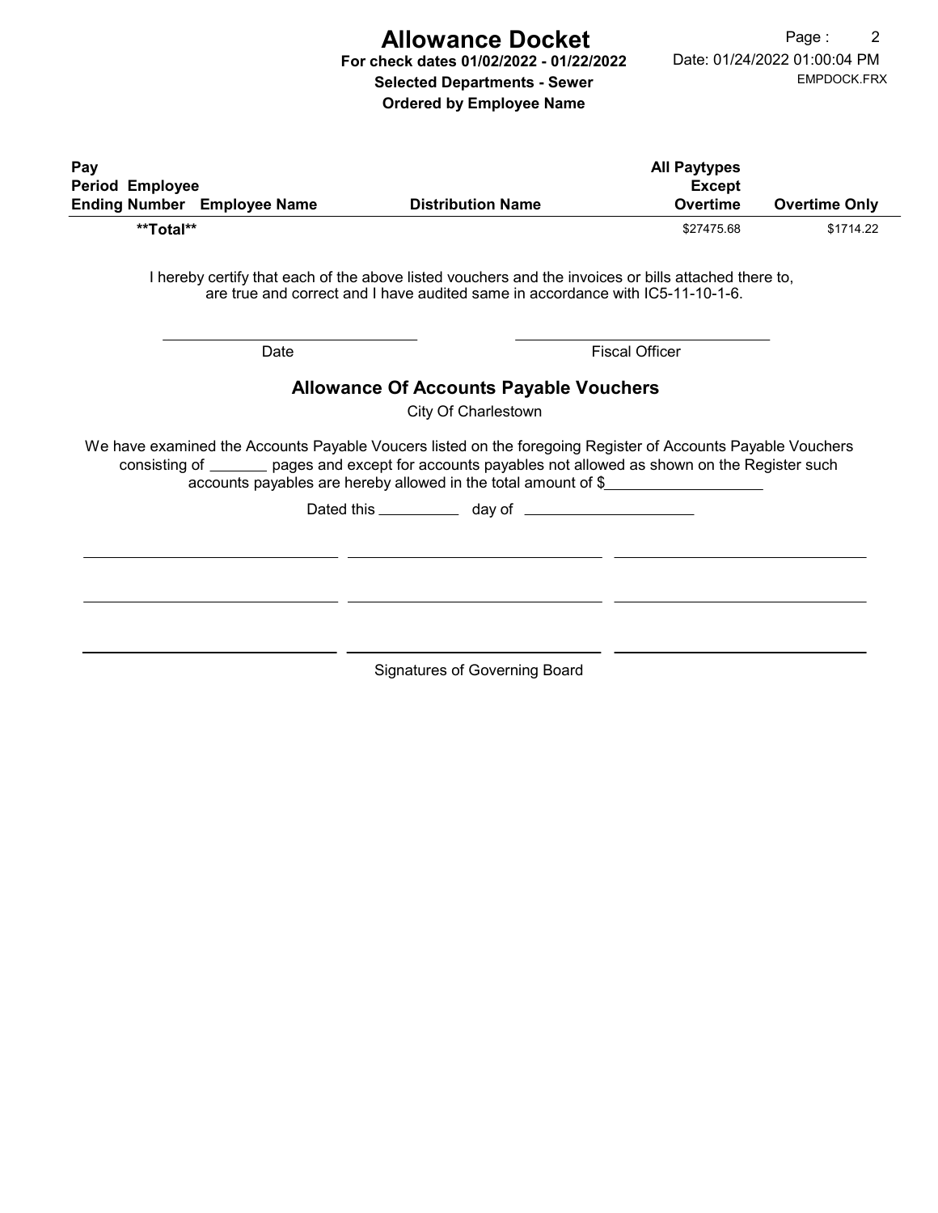# Allowance Docket

**For check dates 01/02/2022 - 01/22/2022**

**Selected Departments - Sewer**

**Ordered by Employee Name**

Date: 01/24/2022 01:00:04 PM

EMPDOCK.FRX

| Pay Period Ending | Employee Number | Employee Name | Distribution Name | All Paytypes Except Overtime | Overtime Only |
|---|---|---|---|---|---|
| **\*\*Total\*\*** | | | | $27475.68 | $1714.22 |

I hereby certify that each of the above listed vouchers and the invoices or bills attached there to, are true and correct and I have audited same in accordance with IC5-11-10-1-6.

\_\_\_\_\_\_\_\_\_\_\_\_\_\_\_\_\_\_\_\_\_\_\_\_\_\_\_\_ Date

\_\_\_\_\_\_\_\_\_\_\_\_\_\_\_\_\_\_\_\_\_\_\_\_\_\_\_\_ Fiscal Officer

## Allowance Of Accounts Payable Vouchers

City Of Charlestown

We have examined the Accounts Payable Voucers listed on the foregoing Register of Accounts Payable Vouchers consisting of \_\_\_\_\_\_\_ pages and except for accounts payables not allowed as shown on the Register such accounts payables are hereby allowed in the total amount of $\_\_\_\_\_\_\_\_\_\_\_\_\_\_\_\_\_\_\_

Dated this \_\_\_\_\_\_\_\_\_\_ day of \_\_\_\_\_\_\_\_\_\_\_\_\_\_\_\_\_\_\_\_

\_\_\_\_\_\_\_\_\_\_\_\_\_\_\_\_\_\_\_\_\_\_\_\_ \_\_\_\_\_\_\_\_\_\_\_\_\_\_\_\_\_\_\_\_\_\_\_\_ \_\_\_\_\_\_\_\_\_\_\_\_\_\_\_\_\_\_\_\_\_\_\_\_

\_\_\_\_\_\_\_\_\_\_\_\_\_\_\_\_\_\_\_\_\_\_\_\_ \_\_\_\_\_\_\_\_\_\_\_\_\_\_\_\_\_\_\_\_\_\_\_\_ \_\_\_\_\_\_\_\_\_\_\_\_\_\_\_\_\_\_\_\_\_\_\_\_

\_\_\_\_\_\_\_\_\_\_\_\_\_\_\_\_\_\_\_\_\_\_\_\_ \_\_\_\_\_\_\_\_\_\_\_\_\_\_\_\_\_\_\_\_\_\_\_\_ \_\_\_\_\_\_\_\_\_\_\_\_\_\_\_\_\_\_\_\_\_\_\_\_

Signatures of Governing Board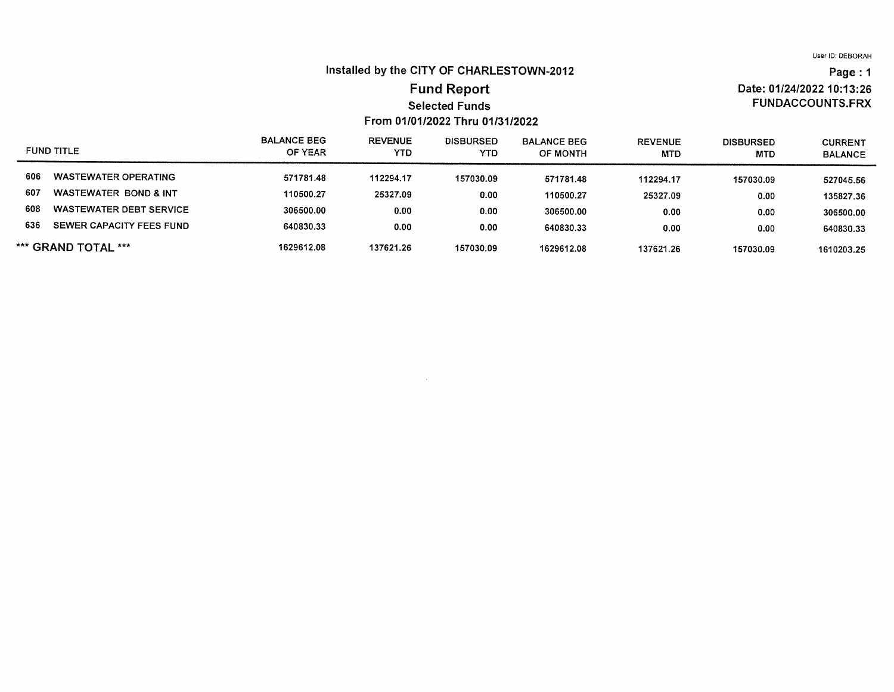User ID: DEBORAH

# Installed by the CITY OF CHARLESTOWN-2012

## Fund Report

### Selected Funds

### From 01/01/2022 Thru 01/31/2022

Page : 1

Date: 01/24/2022 10:13:26

FUNDACCOUNTS.FRX

| FUND TITLE | BALANCE BEG OF YEAR | REVENUE YTD | DISBURSED YTD | BALANCE BEG OF MONTH | REVENUE MTD | DISBURSED MTD | CURRENT BALANCE |
|---|---|---|---|---|---|---|---|
| 606 WASTEWATER OPERATING | 571781.48 | 112294.17 | 157030.09 | 571781.48 | 112294.17 | 157030.09 | 527045.56 |
| 607 WASTEWATER BOND & INT | 110500.27 | 25327.09 | 0.00 | 110500.27 | 25327.09 | 0.00 | 135827.36 |
| 608 WASTEWATER DEBT SERVICE | 306500.00 | 0.00 | 0.00 | 306500.00 | 0.00 | 0.00 | 306500.00 |
| 636 SEWER CAPACITY FEES FUND | 640830.33 | 0.00 | 0.00 | 640830.33 | 0.00 | 0.00 | 640830.33 |
| *** GRAND TOTAL *** | 1629612.08 | 137621.26 | 157030.09 | 1629612.08 | 137621.26 | 157030.09 | 1610203.25 |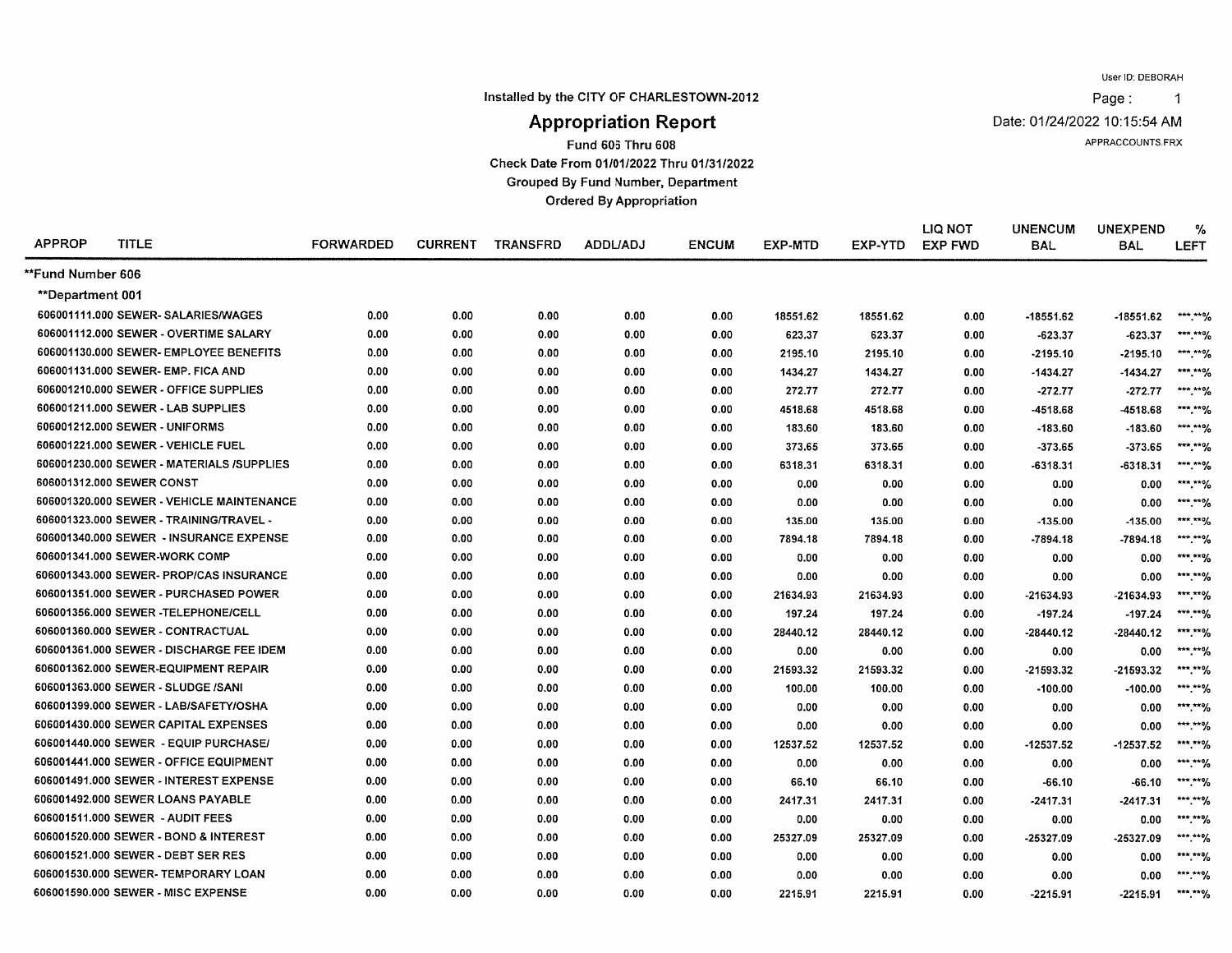Installed by the CITY OF CHARLESTOWN-2012

# Appropriation Report

Fund 606 Thru 608
Check Date From 01/01/2022 Thru 01/31/2022
Grouped By Fund Number, Department
Ordered By Appropriation

User ID: DEBORAH
Date: 01/24/2022 10:15:54 AM
APPRACCOUNTS.FRX

| APPROP | TITLE | FORWARDED | CURRENT | TRANSFRD | ADDL/ADJ | ENCUM | EXP-MTD | EXP-YTD | LIQ NOT EXP FWD | UNENCUM BAL | UNEXPEND BAL | % LEFT |
|---|---|---|---|---|---|---|---|---|---|---|---|---|
| **Fund Number 606 | | | | | | | | | | | | |
| **Department 001 | | | | | | | | | | | | |
| 606001111.000 | SEWER- SALARIES/WAGES | 0.00 | 0.00 | 0.00 | 0.00 | 0.00 | 18551.62 | 18551.62 | 0.00 | -18551.62 | -18551.62 | ***.**% |
| 606001112.000 | SEWER - OVERTIME SALARY | 0.00 | 0.00 | 0.00 | 0.00 | 0.00 | 623.37 | 623.37 | 0.00 | -623.37 | -623.37 | ***.**% |
| 606001130.000 | SEWER- EMPLOYEE BENEFITS | 0.00 | 0.00 | 0.00 | 0.00 | 0.00 | 2195.10 | 2195.10 | 0.00 | -2195.10 | -2195.10 | ***.**% |
| 606001131.000 | SEWER- EMP. FICA AND | 0.00 | 0.00 | 0.00 | 0.00 | 0.00 | 1434.27 | 1434.27 | 0.00 | -1434.27 | -1434.27 | ***.**% |
| 606001210.000 | SEWER - OFFICE SUPPLIES | 0.00 | 0.00 | 0.00 | 0.00 | 0.00 | 272.77 | 272.77 | 0.00 | -272.77 | -272.77 | ***.**% |
| 606001211.000 | SEWER - LAB SUPPLIES | 0.00 | 0.00 | 0.00 | 0.00 | 0.00 | 4518.68 | 4518.68 | 0.00 | -4518.68 | -4518.68 | ***.**% |
| 606001212.000 | SEWER - UNIFORMS | 0.00 | 0.00 | 0.00 | 0.00 | 0.00 | 183.60 | 183.60 | 0.00 | -183.60 | -183.60 | ***.**% |
| 606001221.000 | SEWER - VEHICLE FUEL | 0.00 | 0.00 | 0.00 | 0.00 | 0.00 | 373.65 | 373.65 | 0.00 | -373.65 | -373.65 | ***.**% |
| 606001230.000 | SEWER - MATERIALS /SUPPLIES | 0.00 | 0.00 | 0.00 | 0.00 | 0.00 | 6318.31 | 6318.31 | 0.00 | -6318.31 | -6318.31 | ***.**% |
| 606001312.000 | SEWER CONST | 0.00 | 0.00 | 0.00 | 0.00 | 0.00 | 0.00 | 0.00 | 0.00 | 0.00 | 0.00 | ***.**% |
| 606001320.000 | SEWER - VEHICLE MAINTENANCE | 0.00 | 0.00 | 0.00 | 0.00 | 0.00 | 0.00 | 0.00 | 0.00 | 0.00 | 0.00 | ***.**% |
| 606001323.000 | SEWER - TRAINING/TRAVEL - | 0.00 | 0.00 | 0.00 | 0.00 | 0.00 | 135.00 | 135.00 | 0.00 | -135.00 | -135.00 | ***.**% |
| 606001340.000 | SEWER - INSURANCE EXPENSE | 0.00 | 0.00 | 0.00 | 0.00 | 0.00 | 7894.18 | 7894.18 | 0.00 | -7894.18 | -7894.18 | ***.**% |
| 606001341.000 | SEWER-WORK COMP | 0.00 | 0.00 | 0.00 | 0.00 | 0.00 | 0.00 | 0.00 | 0.00 | 0.00 | 0.00 | ***.**% |
| 606001343.000 | SEWER- PROP/CAS INSURANCE | 0.00 | 0.00 | 0.00 | 0.00 | 0.00 | 0.00 | 0.00 | 0.00 | 0.00 | 0.00 | ***.**% |
| 606001351.000 | SEWER - PURCHASED POWER | 0.00 | 0.00 | 0.00 | 0.00 | 0.00 | 21634.93 | 21634.93 | 0.00 | -21634.93 | -21634.93 | ***.**% |
| 606001356.000 | SEWER -TELEPHONE/CELL | 0.00 | 0.00 | 0.00 | 0.00 | 0.00 | 197.24 | 197.24 | 0.00 | -197.24 | -197.24 | ***.**% |
| 606001360.000 | SEWER - CONTRACTUAL | 0.00 | 0.00 | 0.00 | 0.00 | 0.00 | 28440.12 | 28440.12 | 0.00 | -28440.12 | -28440.12 | ***.**% |
| 606001361.000 | SEWER - DISCHARGE FEE IDEM | 0.00 | 0.00 | 0.00 | 0.00 | 0.00 | 0.00 | 0.00 | 0.00 | 0.00 | 0.00 | ***.**% |
| 606001362.000 | SEWER-EQUIPMENT REPAIR | 0.00 | 0.00 | 0.00 | 0.00 | 0.00 | 21593.32 | 21593.32 | 0.00 | -21593.32 | -21593.32 | ***.**% |
| 606001363.000 | SEWER - SLUDGE /SANI | 0.00 | 0.00 | 0.00 | 0.00 | 0.00 | 100.00 | 100.00 | 0.00 | -100.00 | -100.00 | ***.**% |
| 606001399.000 | SEWER - LAB/SAFETY/OSHA | 0.00 | 0.00 | 0.00 | 0.00 | 0.00 | 0.00 | 0.00 | 0.00 | 0.00 | 0.00 | ***.**% |
| 606001430.000 | SEWER CAPITAL EXPENSES | 0.00 | 0.00 | 0.00 | 0.00 | 0.00 | 0.00 | 0.00 | 0.00 | 0.00 | 0.00 | ***.**% |
| 606001440.000 | SEWER - EQUIP PURCHASE/ | 0.00 | 0.00 | 0.00 | 0.00 | 0.00 | 12537.52 | 12537.52 | 0.00 | -12537.52 | -12537.52 | ***.**% |
| 606001441.000 | SEWER - OFFICE EQUIPMENT | 0.00 | 0.00 | 0.00 | 0.00 | 0.00 | 0.00 | 0.00 | 0.00 | 0.00 | 0.00 | ***.**% |
| 606001491.000 | SEWER - INTEREST EXPENSE | 0.00 | 0.00 | 0.00 | 0.00 | 0.00 | 66.10 | 66.10 | 0.00 | -66.10 | -66.10 | ***.**% |
| 606001492.000 | SEWER LOANS PAYABLE | 0.00 | 0.00 | 0.00 | 0.00 | 0.00 | 2417.31 | 2417.31 | 0.00 | -2417.31 | -2417.31 | ***.**% |
| 606001511.000 | SEWER - AUDIT FEES | 0.00 | 0.00 | 0.00 | 0.00 | 0.00 | 0.00 | 0.00 | 0.00 | 0.00 | 0.00 | ***.**% |
| 606001520.000 | SEWER - BOND & INTEREST | 0.00 | 0.00 | 0.00 | 0.00 | 0.00 | 25327.09 | 25327.09 | 0.00 | -25327.09 | -25327.09 | ***.**% |
| 606001521.000 | SEWER - DEBT SER RES | 0.00 | 0.00 | 0.00 | 0.00 | 0.00 | 0.00 | 0.00 | 0.00 | 0.00 | 0.00 | ***.**% |
| 606001530.000 | SEWER- TEMPORARY LOAN | 0.00 | 0.00 | 0.00 | 0.00 | 0.00 | 0.00 | 0.00 | 0.00 | 0.00 | 0.00 | ***.**% |
| 606001590.000 | SEWER - MISC EXPENSE | 0.00 | 0.00 | 0.00 | 0.00 | 0.00 | 2215.91 | 2215.91 | 0.00 | -2215.91 | -2215.91 | ***.**% |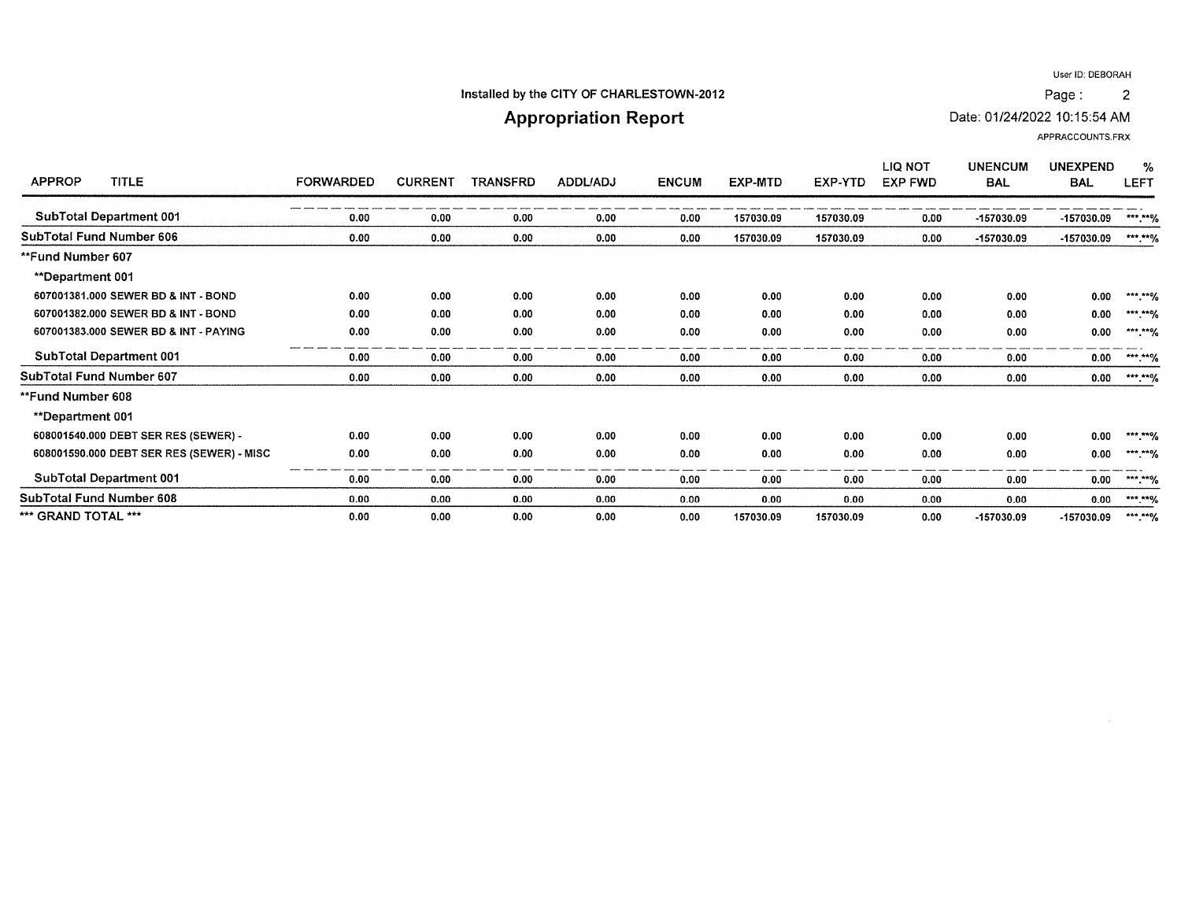Installed by the CITY OF CHARLESTOWN-2012

# Appropriation Report

User ID: DEBORAH

Date: 01/24/2022 10:15:54 AM

APPRACCOUNTS.FRX

| APPROP | TITLE | FORWARDED | CURRENT | TRANSFRD | ADDL/ADJ | ENCUM | EXP-MTD | EXP-YTD | LIQ NOT EXP FWD | UNENCUM BAL | UNEXPEND BAL | % LEFT |
|---|---|---|---|---|---|---|---|---|---|---|---|---|
| SubTotal Department 001 | | 0.00 | 0.00 | 0.00 | 0.00 | 0.00 | 157030.09 | 157030.09 | 0.00 | -157030.09 | -157030.09 | ***.**% |
| SubTotal Fund Number 606 | | 0.00 | 0.00 | 0.00 | 0.00 | 0.00 | 157030.09 | 157030.09 | 0.00 | -157030.09 | -157030.09 | ***.**% |
| **Fund Number 607 | | | | | | | | | | | | |
| **Department 001 | | | | | | | | | | | | |
| 607001381.000 | SEWER BD & INT - BOND | 0.00 | 0.00 | 0.00 | 0.00 | 0.00 | 0.00 | 0.00 | 0.00 | 0.00 | 0.00 | ***.**% |
| 607001382.000 | SEWER BD & INT - BOND | 0.00 | 0.00 | 0.00 | 0.00 | 0.00 | 0.00 | 0.00 | 0.00 | 0.00 | 0.00 | ***.**% |
| 607001383.000 | SEWER BD & INT - PAYING | 0.00 | 0.00 | 0.00 | 0.00 | 0.00 | 0.00 | 0.00 | 0.00 | 0.00 | 0.00 | ***.**% |
| SubTotal Department 001 | | 0.00 | 0.00 | 0.00 | 0.00 | 0.00 | 0.00 | 0.00 | 0.00 | 0.00 | 0.00 | ***.**% |
| SubTotal Fund Number 607 | | 0.00 | 0.00 | 0.00 | 0.00 | 0.00 | 0.00 | 0.00 | 0.00 | 0.00 | 0.00 | ***.**% |
| **Fund Number 608 | | | | | | | | | | | | |
| **Department 001 | | | | | | | | | | | | |
| 608001540.000 | DEBT SER RES (SEWER) - | 0.00 | 0.00 | 0.00 | 0.00 | 0.00 | 0.00 | 0.00 | 0.00 | 0.00 | 0.00 | ***.**% |
| 608001590.000 | DEBT SER RES (SEWER) - MISC | 0.00 | 0.00 | 0.00 | 0.00 | 0.00 | 0.00 | 0.00 | 0.00 | 0.00 | 0.00 | ***.**% |
| SubTotal Department 001 | | 0.00 | 0.00 | 0.00 | 0.00 | 0.00 | 0.00 | 0.00 | 0.00 | 0.00 | 0.00 | ***.**% |
| SubTotal Fund Number 608 | | 0.00 | 0.00 | 0.00 | 0.00 | 0.00 | 0.00 | 0.00 | 0.00 | 0.00 | 0.00 | ***.**% |
| *** GRAND TOTAL *** | | 0.00 | 0.00 | 0.00 | 0.00 | 0.00 | 157030.09 | 157030.09 | 0.00 | -157030.09 | -157030.09 | ***.**% |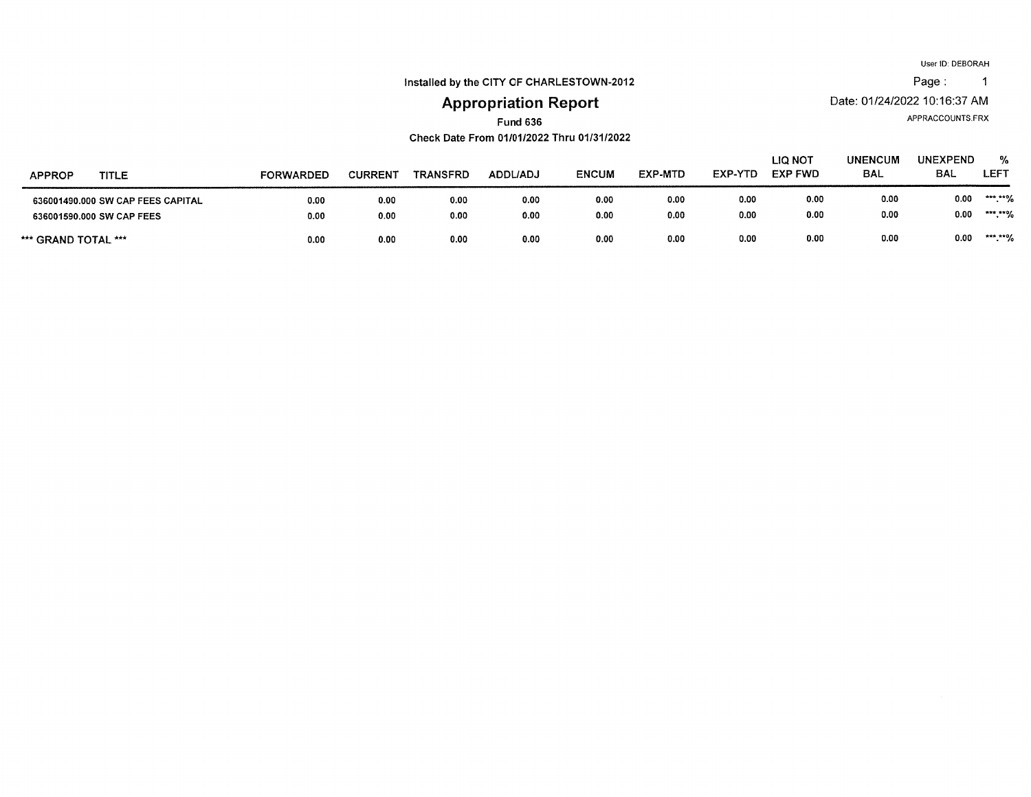User ID: DEBORAH

Installed by the CITY OF CHARLESTOWN-2012

# Appropriation Report

Page : 1

Date: 01/24/2022 10:16:37 AM

APPRACCOUNTS.FRX

**Fund 636**

**Check Date From 01/01/2022 Thru 01/31/2022**

| APPROP | TITLE | FORWARDED | CURRENT | TRANSFRD | ADDL/ADJ | ENCUM | EXP-MTD | EXP-YTD | LIQ NOT EXP FWD | UNENCUM BAL | UNEXPEND BAL | % LEFT |
|---|---|---|---|---|---|---|---|---|---|---|---|---|
| 636001490.000 | SW CAP FEES CAPITAL | 0.00 | 0.00 | 0.00 | 0.00 | 0.00 | 0.00 | 0.00 | 0.00 | 0.00 | 0.00 | ***.**% |
| 636001590.000 | SW CAP FEES | 0.00 | 0.00 | 0.00 | 0.00 | 0.00 | 0.00 | 0.00 | 0.00 | 0.00 | 0.00 | ***.**% |
| *** GRAND TOTAL *** | | 0.00 | 0.00 | 0.00 | 0.00 | 0.00 | 0.00 | 0.00 | 0.00 | 0.00 | 0.00 | ***.**% |